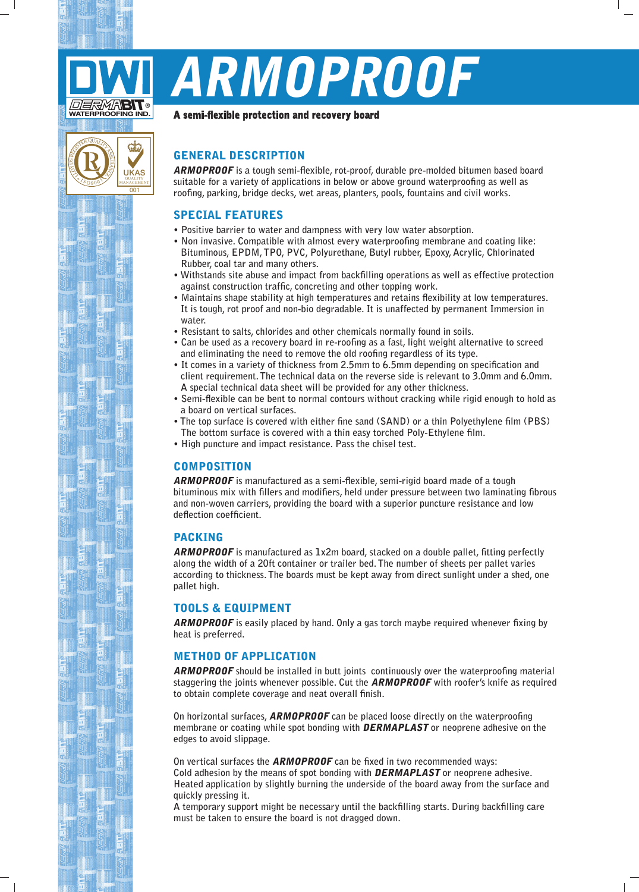# ARMOPROOF

**A semi-flexible protection and recovery board**

## GENERAL DESCRIPTION

***ARMOPROOF*** is a tough semi-flexible, rot-proof, durable pre-molded bitumen based board suitable for a variety of applications in below or above ground waterproofing as well as roofing, parking, bridge decks, wet areas, planters, pools, fountains and civil works.

## SPECIAL FEATURES

- Positive barrier to water and dampness with very low water absorption.
- Non invasive. Compatible with almost every waterproofing membrane and coating like: Bituminous, EPDM, TPO, PVC, Polyurethane, Butyl rubber, Epoxy, Acrylic, Chlorinated Rubber, coal tar and many others.
- Withstands site abuse and impact from backfilling operations as well as effective protection against construction traffic, concreting and other topping work.
- Maintains shape stability at high temperatures and retains flexibility at low temperatures. It is tough, rot proof and non-bio degradable. It is unaffected by permanent Immersion in water.
- Resistant to salts, chlorides and other chemicals normally found in soils.
- Can be used as a recovery board in re-roofing as a fast, light weight alternative to screed and eliminating the need to remove the old roofing regardless of its type.
- It comes in a variety of thickness from 2.5mm to 6.5mm depending on specification and client requirement. The technical data on the reverse side is relevant to 3.0mm and 6.0mm. A special technical data sheet will be provided for any other thickness.
- Semi-flexible can be bent to normal contours without cracking while rigid enough to hold as a board on vertical surfaces.
- The top surface is covered with either fine sand (SAND) or a thin Polyethylene film (PBS) The bottom surface is covered with a thin easy torched Poly-Ethylene film.
- High puncture and impact resistance. Pass the chisel test.

## COMPOSITION

***ARMOPROOF*** is manufactured as a semi-flexible, semi-rigid board made of a tough bituminous mix with fillers and modifiers, held under pressure between two laminating fibrous and non-woven carriers, providing the board with a superior puncture resistance and low deflection coefficient.

## PACKING

***ARMOPROOF*** is manufactured as 1x2m board, stacked on a double pallet, fitting perfectly along the width of a 20ft container or trailer bed. The number of sheets per pallet varies according to thickness. The boards must be kept away from direct sunlight under a shed, one pallet high.

## TOOLS & EQUIPMENT

***ARMOPROOF*** is easily placed by hand. Only a gas torch maybe required whenever fixing by heat is preferred.

## METHOD OF APPLICATION

***ARMOPROOF*** should be installed in butt joints continuously over the waterproofing material staggering the joints whenever possible. Cut the ***ARMOPROOF*** with roofer's knife as required to obtain complete coverage and neat overall finish.

On horizontal surfaces, ***ARMOPROOF*** can be placed loose directly on the waterproofing membrane or coating while spot bonding with ***DERMAPLAST*** or neoprene adhesive on the edges to avoid slippage.

On vertical surfaces the ***ARMOPROOF*** can be fixed in two recommended ways:
Cold adhesion by the means of spot bonding with ***DERMAPLAST*** or neoprene adhesive.
Heated application by slightly burning the underside of the board away from the surface and quickly pressing it.
A temporary support might be necessary until the backfilling starts. During backfilling care must be taken to ensure the board is not dragged down.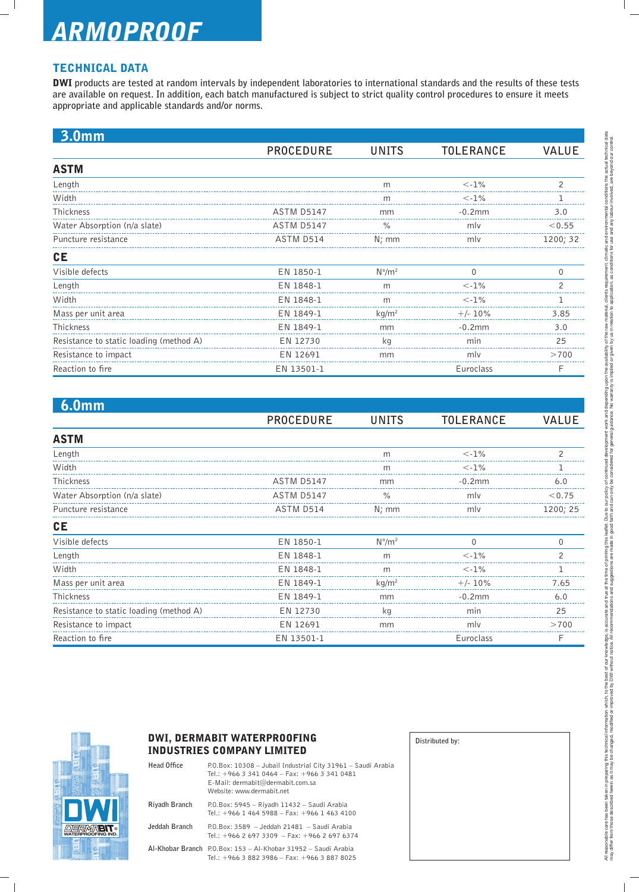# ARMOPROOF

## TECHNICAL DATA

**DWI** products are tested at random intervals by independent laboratories to international standards and the results of these tests are available on request. In addition, each batch manufactured is subject to strict quality control procedures to ensure it meets appropriate and applicable standards and/or norms.

### 3.0mm

| | PROCEDURE | UNITS | TOLERANCE | VALUE |
|---|---|---|---|---|
| **ASTM** | | | | |
| Length | | m | <-1% | 2 |
| Width | | m | <-1% | 1 |
| Thickness | ASTM D5147 | mm | -0.2mm | 3.0 |
| Water Absorption (n/a slate) | ASTM D5147 | % | mlv | <0.55 |
| Puncture resistance | ASTM D514 | N; mm | mlv | 1200; 32 |
| **CE** | | | | |
| Visible defects | EN 1850-1 | N°/m² | 0 | 0 |
| Length | EN 1848-1 | m | <-1% | 2 |
| Width | EN 1848-1 | m | <-1% | 1 |
| Mass per unit area | EN 1849-1 | kg/m² | +/- 10% | 3.85 |
| Thickness | EN 1849-1 | mm | -0.2mm | 3.0 |
| Resistance to static loading (method A) | EN 12730 | kg | min | 25 |
| Resistance to impact | EN 12691 | mm | mlv | >700 |
| Reaction to fire | EN 13501-1 | | Euroclass | F |

### 6.0mm

| | PROCEDURE | UNITS | TOLERANCE | VALUE |
|---|---|---|---|---|
| **ASTM** | | | | |
| Length | | m | <-1% | 2 |
| Width | | m | <-1% | 1 |
| Thickness | ASTM D5147 | mm | -0.2mm | 6.0 |
| Water Absorption (n/a slate) | ASTM D5147 | % | mlv | <0.75 |
| Puncture resistance | ASTM D514 | N; mm | mlv | 1200; 25 |
| **CE** | | | | |
| Visible defects | EN 1850-1 | N°/m² | 0 | 0 |
| Length | EN 1848-1 | m | <-1% | 2 |
| Width | EN 1848-1 | m | <-1% | 1 |
| Mass per unit area | EN 1849-1 | kg/m² | +/- 10% | 7.65 |
| Thickness | EN 1849-1 | mm | -0.2mm | 6.0 |
| Resistance to static loading (method A) | EN 12730 | kg | min | 25 |
| Resistance to impact | EN 12691 | mm | mlv | >700 |
| Reaction to fire | EN 13501-1 | | Euroclass | F |

**DWI, DERMABIT WATERPROOFING INDUSTRIES COMPANY LIMITED**

**Head Office**
P.O.Box: 10308 – Jubail Industrial City 31961 – Saudi Arabia
Tel.: +966 3 341 0464 – Fax: +966 3 341 0481
E-Mail: dermabit@dermabit.com.sa
Website: www.dermabit.net

**Riyadh Branch**
P.O.Box: 5945 – Riyadh 11432 – Saudi Arabia
Tel.: +966 1 464 5988 – Fax: +966 1 463 4100

**Jeddah Branch**
P.O.Box: 3589 – Jeddah 21481 – Saudi Arabia
Tel.: +966 2 697 3309 – Fax: +966 2 697 6374

**Al-Khobar Branch**
P.O.Box: 153 – Al-Khobar 31952 – Saudi Arabia
Tel.: +966 3 882 3986 – Fax: +966 3 887 8025

Distributed by:

All reasonable care has been taken in preparing this technical information which, to the best of our knowledge, is accurate and true at the time of printing this leaflet. Due to our policy of continued development work and depending upon the availability of the raw material, clients requirement, climatic and environmental conditions the actual technical data may differ from those described herein as it may be changed, modified or improved by DWI without notice. All recommendations and suggestions are made in good faith and can only be considered for general guidance. No warranty is implied or given by us in relation to application, as conditions for use and any labour involved, are beyond our control.